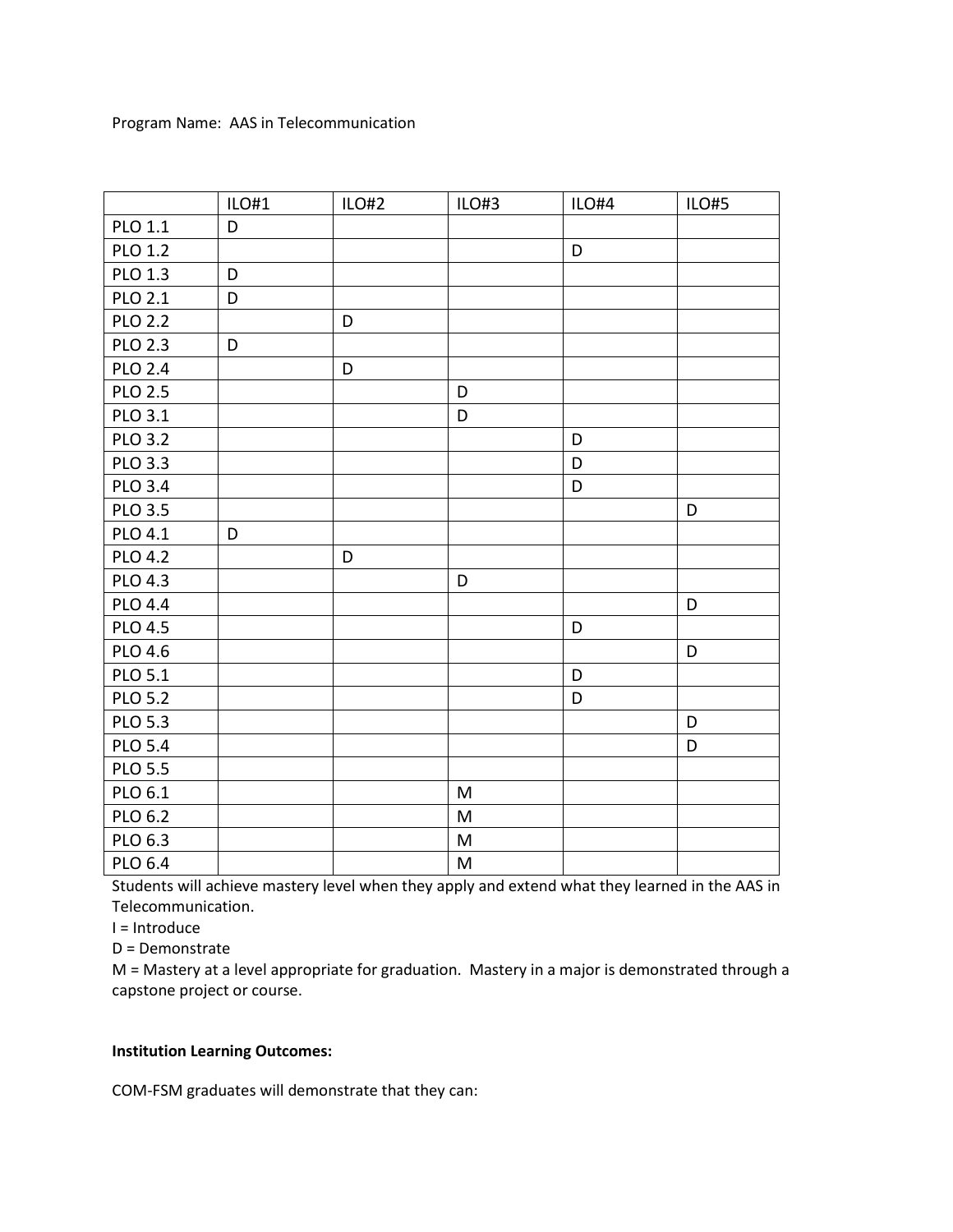Program Name: AAS in Telecommunication

| | ILO#1 | ILO#2 | ILO#3 | ILO#4 | ILO#5 |
|---|---|---|---|---|---|
| PLO 1.1 | D | | | | |
| PLO 1.2 | | | | D | |
| PLO 1.3 | D | | | | |
| PLO 2.1 | D | | | | |
| PLO 2.2 | | D | | | |
| PLO 2.3 | D | | | | |
| PLO 2.4 | | D | | | |
| PLO 2.5 | | | D | | |
| PLO 3.1 | | | D | | |
| PLO 3.2 | | | | D | |
| PLO 3.3 | | | | D | |
| PLO 3.4 | | | | D | |
| PLO 3.5 | | | | | D |
| PLO 4.1 | D | | | | |
| PLO 4.2 | | D | | | |
| PLO 4.3 | | | D | | |
| PLO 4.4 | | | | | D |
| PLO 4.5 | | | | D | |
| PLO 4.6 | | | | | D |
| PLO 5.1 | | | | D | |
| PLO 5.2 | | | | D | |
| PLO 5.3 | | | | | D |
| PLO 5.4 | | | | | D |
| PLO 5.5 | | | | | |
| PLO 6.1 | | | M | | |
| PLO 6.2 | | | M | | |
| PLO 6.3 | | | M | | |
| PLO 6.4 | | | M | | |

Students will achieve mastery level when they apply and extend what they learned in the AAS in Telecommunication.

I = Introduce

D = Demonstrate

M = Mastery at a level appropriate for graduation. Mastery in a major is demonstrated through a capstone project or course.

**Institution Learning Outcomes:**

COM-FSM graduates will demonstrate that they can: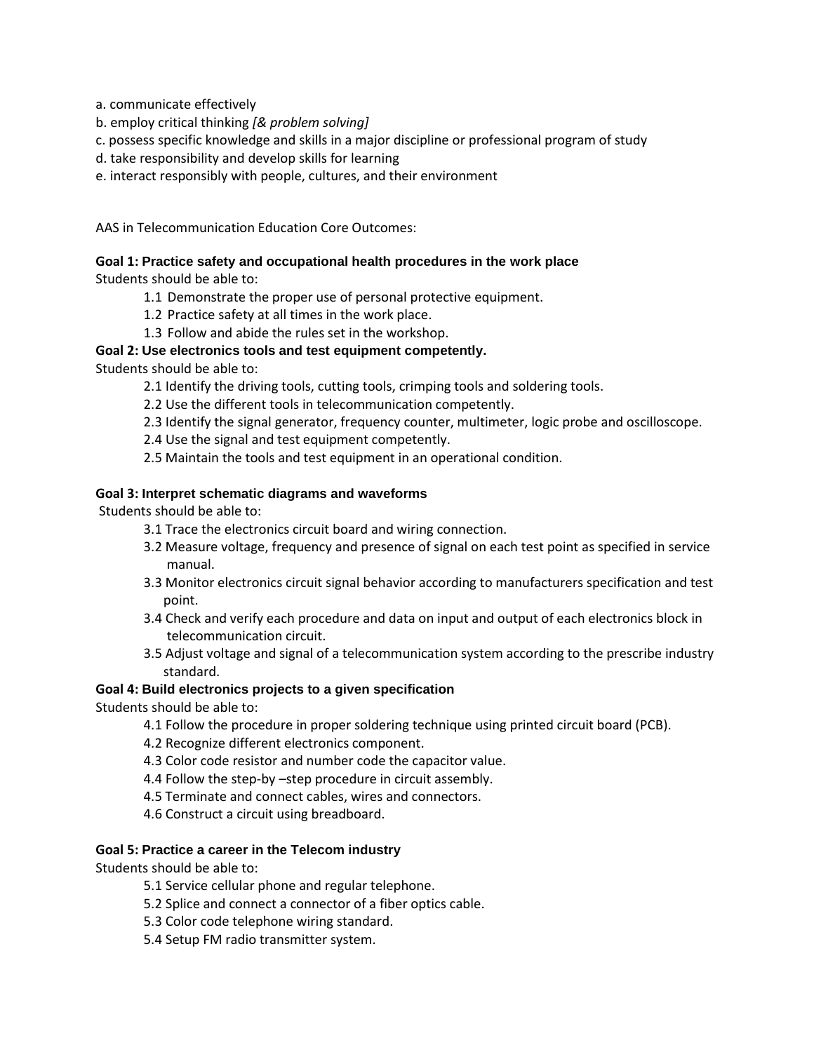a. communicate effectively
b. employ critical thinking *[& problem solving]*
c. possess specific knowledge and skills in a major discipline or professional program of study
d. take responsibility and develop skills for learning
e. interact responsibly with people, cultures, and their environment

AAS in Telecommunication Education Core Outcomes:

**Goal 1: Practice safety and occupational health procedures in the work place**

Students should be able to:

1.1 Demonstrate the proper use of personal protective equipment.
1.2 Practice safety at all times in the work place.
1.3 Follow and abide the rules set in the workshop.

**Goal 2: Use electronics tools and test equipment competently.**

Students should be able to:

2.1 Identify the driving tools, cutting tools, crimping tools and soldering tools.
2.2 Use the different tools in telecommunication competently.
2.3 Identify the signal generator, frequency counter, multimeter, logic probe and oscilloscope.
2.4 Use the signal and test equipment competently.
2.5 Maintain the tools and test equipment in an operational condition.

**Goal 3: Interpret schematic diagrams and waveforms**

Students should be able to:

3.1 Trace the electronics circuit board and wiring connection.
3.2 Measure voltage, frequency and presence of signal on each test point as specified in service manual.
3.3 Monitor electronics circuit signal behavior according to manufacturers specification and test point.
3.4 Check and verify each procedure and data on input and output of each electronics block in telecommunication circuit.
3.5 Adjust voltage and signal of a telecommunication system according to the prescribe industry standard.

**Goal 4: Build electronics projects to a given specification**

Students should be able to:

4.1 Follow the procedure in proper soldering technique using printed circuit board (PCB).
4.2 Recognize different electronics component.
4.3 Color code resistor and number code the capacitor value.
4.4 Follow the step-by –step procedure in circuit assembly.
4.5 Terminate and connect cables, wires and connectors.
4.6 Construct a circuit using breadboard.

**Goal 5: Practice a career in the Telecom industry**

Students should be able to:

5.1 Service cellular phone and regular telephone.
5.2 Splice and connect a connector of a fiber optics cable.
5.3 Color code telephone wiring standard.
5.4 Setup FM radio transmitter system.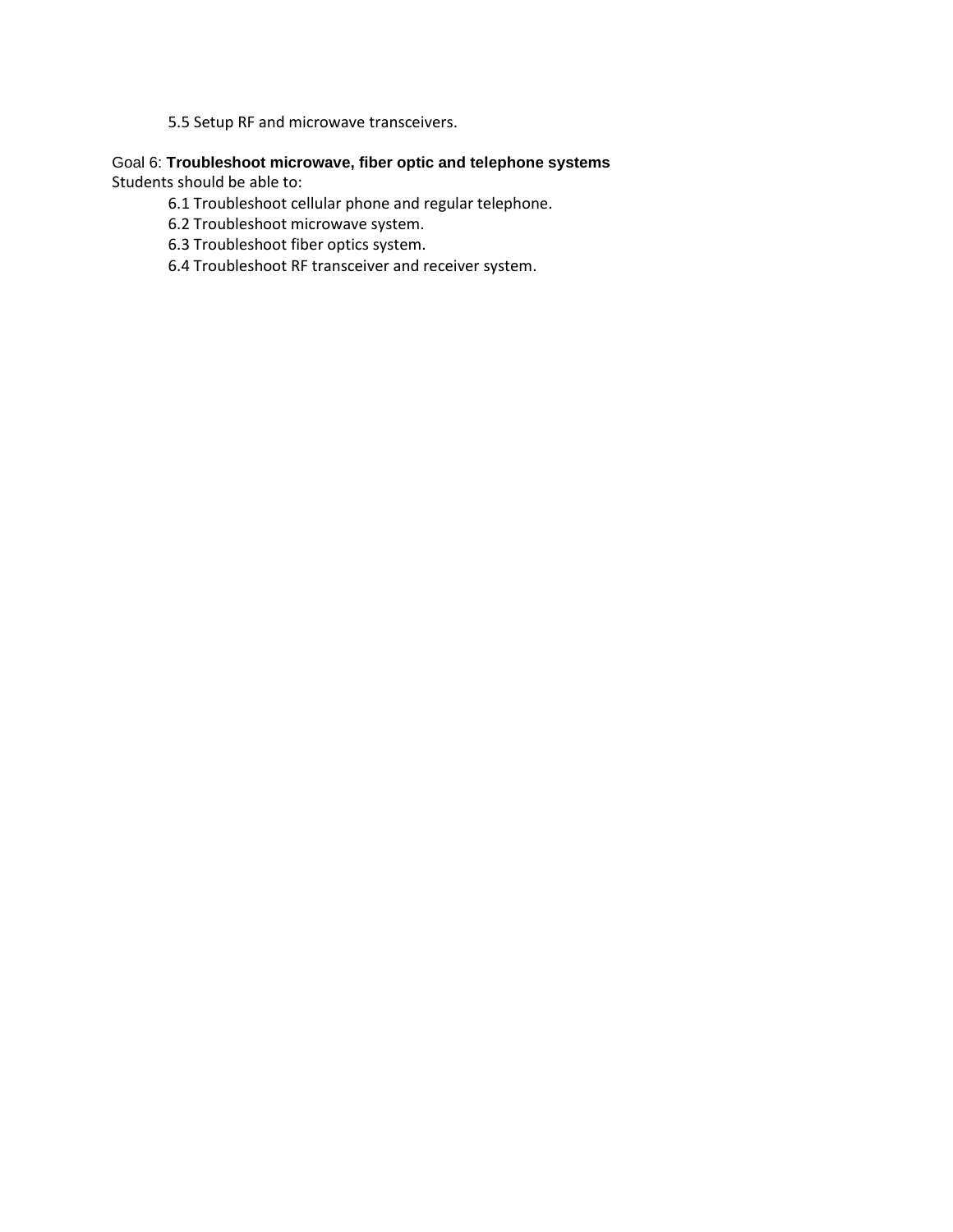5.5 Setup RF and microwave transceivers.

Goal 6: **Troubleshoot microwave, fiber optic and telephone systems**
Students should be able to:

6.1 Troubleshoot cellular phone and regular telephone.
6.2 Troubleshoot microwave system.
6.3 Troubleshoot fiber optics system.
6.4 Troubleshoot RF transceiver and receiver system.